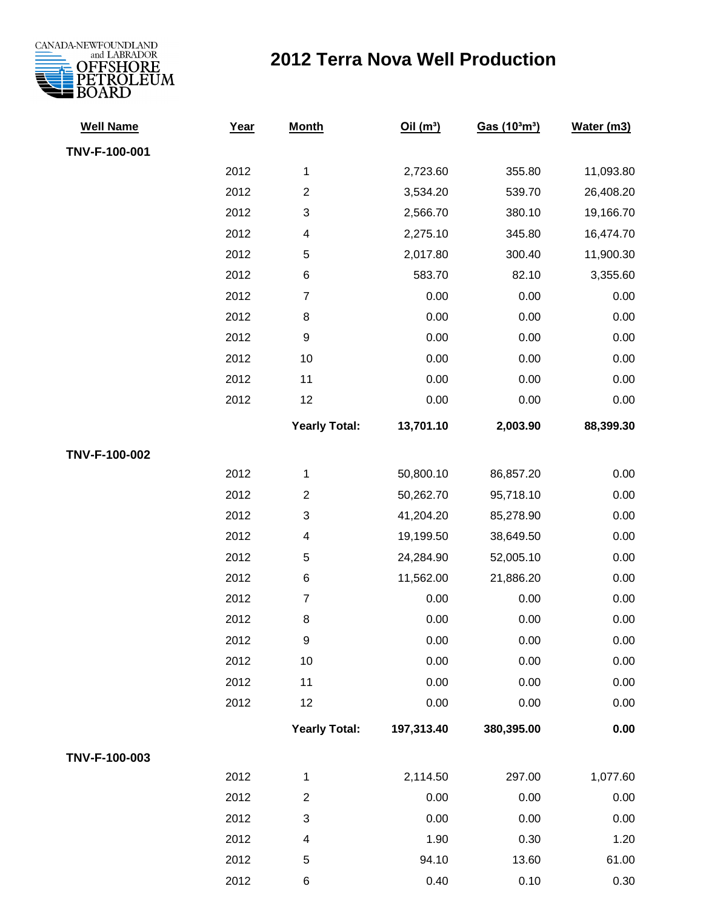CANADA-NEWFOUNDLAND and LABRADOR OFFSHORE PETROLEUM BOARD

# 2012 Terra Nova Well Production

| Well Name | Year | Month | Oil ($m^3$) | Gas ($10^3m^3$) | Water (m3) |
|---|---|---|---|---|---|
| **TNV-F-100-001** | | | | | |
| | 2012 | 1 | 2,723.60 | 355.80 | 11,093.80 |
| | 2012 | 2 | 3,534.20 | 539.70 | 26,408.20 |
| | 2012 | 3 | 2,566.70 | 380.10 | 19,166.70 |
| | 2012 | 4 | 2,275.10 | 345.80 | 16,474.70 |
| | 2012 | 5 | 2,017.80 | 300.40 | 11,900.30 |
| | 2012 | 6 | 583.70 | 82.10 | 3,355.60 |
| | 2012 | 7 | 0.00 | 0.00 | 0.00 |
| | 2012 | 8 | 0.00 | 0.00 | 0.00 |
| | 2012 | 9 | 0.00 | 0.00 | 0.00 |
| | 2012 | 10 | 0.00 | 0.00 | 0.00 |
| | 2012 | 11 | 0.00 | 0.00 | 0.00 |
| | 2012 | 12 | 0.00 | 0.00 | 0.00 |
| | | **Yearly Total:** | **13,701.10** | **2,003.90** | **88,399.30** |
| **TNV-F-100-002** | | | | | |
| | 2012 | 1 | 50,800.10 | 86,857.20 | 0.00 |
| | 2012 | 2 | 50,262.70 | 95,718.10 | 0.00 |
| | 2012 | 3 | 41,204.20 | 85,278.90 | 0.00 |
| | 2012 | 4 | 19,199.50 | 38,649.50 | 0.00 |
| | 2012 | 5 | 24,284.90 | 52,005.10 | 0.00 |
| | 2012 | 6 | 11,562.00 | 21,886.20 | 0.00 |
| | 2012 | 7 | 0.00 | 0.00 | 0.00 |
| | 2012 | 8 | 0.00 | 0.00 | 0.00 |
| | 2012 | 9 | 0.00 | 0.00 | 0.00 |
| | 2012 | 10 | 0.00 | 0.00 | 0.00 |
| | 2012 | 11 | 0.00 | 0.00 | 0.00 |
| | 2012 | 12 | 0.00 | 0.00 | 0.00 |
| | | **Yearly Total:** | **197,313.40** | **380,395.00** | **0.00** |
| **TNV-F-100-003** | | | | | |
| | 2012 | 1 | 2,114.50 | 297.00 | 1,077.60 |
| | 2012 | 2 | 0.00 | 0.00 | 0.00 |
| | 2012 | 3 | 0.00 | 0.00 | 0.00 |
| | 2012 | 4 | 1.90 | 0.30 | 1.20 |
| | 2012 | 5 | 94.10 | 13.60 | 61.00 |
| | 2012 | 6 | 0.40 | 0.10 | 0.30 |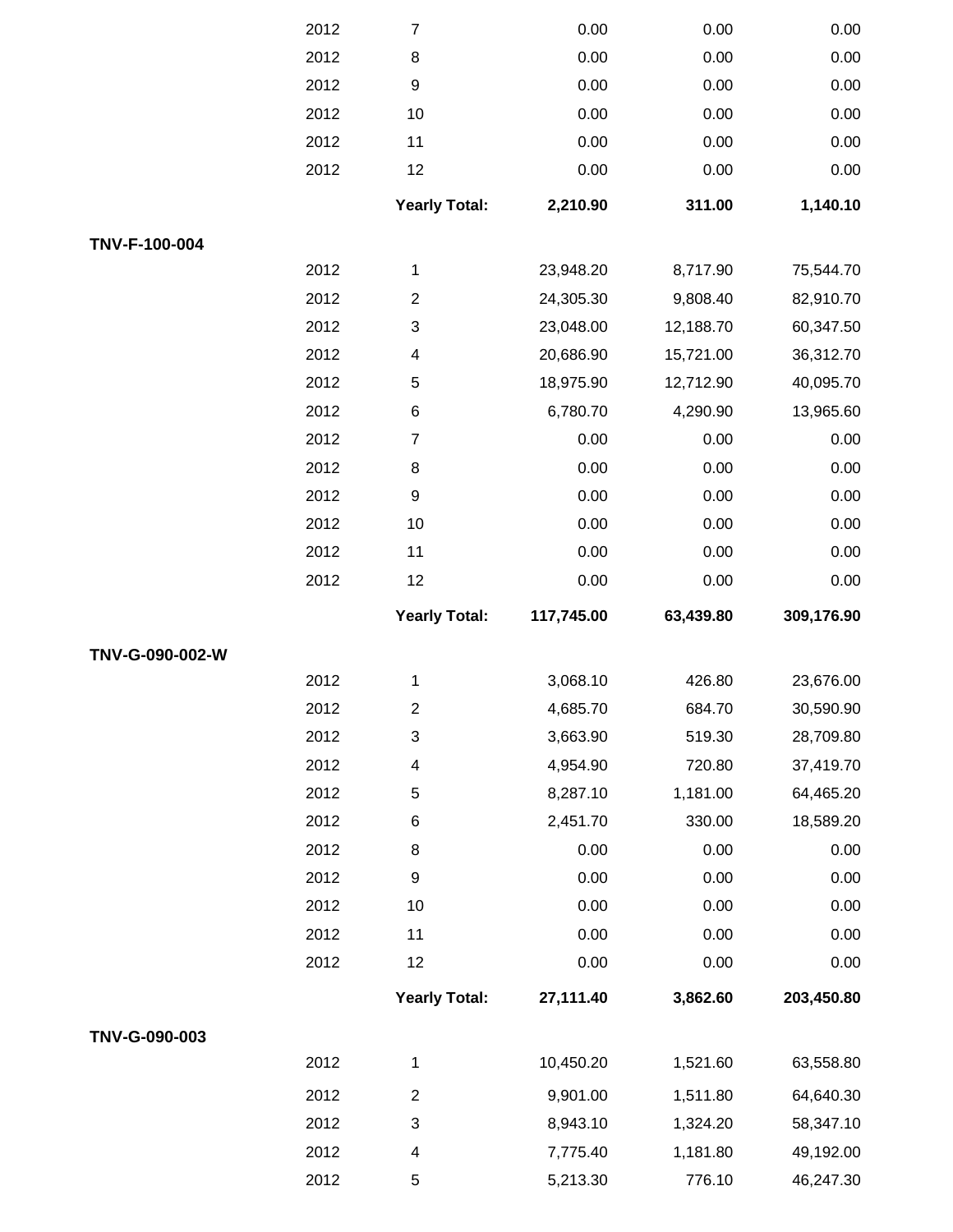| | | | | | |
|---|---|---|---|---|---|
| | 2012 | 7 | 0.00 | 0.00 | 0.00 |
| | 2012 | 8 | 0.00 | 0.00 | 0.00 |
| | 2012 | 9 | 0.00 | 0.00 | 0.00 |
| | 2012 | 10 | 0.00 | 0.00 | 0.00 |
| | 2012 | 11 | 0.00 | 0.00 | 0.00 |
| | 2012 | 12 | 0.00 | 0.00 | 0.00 |
| | | **Yearly Total:** | **2,210.90** | **311.00** | **1,140.10** |
| **TNV-F-100-004** | | | | | |
| | 2012 | 1 | 23,948.20 | 8,717.90 | 75,544.70 |
| | 2012 | 2 | 24,305.30 | 9,808.40 | 82,910.70 |
| | 2012 | 3 | 23,048.00 | 12,188.70 | 60,347.50 |
| | 2012 | 4 | 20,686.90 | 15,721.00 | 36,312.70 |
| | 2012 | 5 | 18,975.90 | 12,712.90 | 40,095.70 |
| | 2012 | 6 | 6,780.70 | 4,290.90 | 13,965.60 |
| | 2012 | 7 | 0.00 | 0.00 | 0.00 |
| | 2012 | 8 | 0.00 | 0.00 | 0.00 |
| | 2012 | 9 | 0.00 | 0.00 | 0.00 |
| | 2012 | 10 | 0.00 | 0.00 | 0.00 |
| | 2012 | 11 | 0.00 | 0.00 | 0.00 |
| | 2012 | 12 | 0.00 | 0.00 | 0.00 |
| | | **Yearly Total:** | **117,745.00** | **63,439.80** | **309,176.90** |
| **TNV-G-090-002-W** | | | | | |
| | 2012 | 1 | 3,068.10 | 426.80 | 23,676.00 |
| | 2012 | 2 | 4,685.70 | 684.70 | 30,590.90 |
| | 2012 | 3 | 3,663.90 | 519.30 | 28,709.80 |
| | 2012 | 4 | 4,954.90 | 720.80 | 37,419.70 |
| | 2012 | 5 | 8,287.10 | 1,181.00 | 64,465.20 |
| | 2012 | 6 | 2,451.70 | 330.00 | 18,589.20 |
| | 2012 | 8 | 0.00 | 0.00 | 0.00 |
| | 2012 | 9 | 0.00 | 0.00 | 0.00 |
| | 2012 | 10 | 0.00 | 0.00 | 0.00 |
| | 2012 | 11 | 0.00 | 0.00 | 0.00 |
| | 2012 | 12 | 0.00 | 0.00 | 0.00 |
| | | **Yearly Total:** | **27,111.40** | **3,862.60** | **203,450.80** |
| **TNV-G-090-003** | | | | | |
| | 2012 | 1 | 10,450.20 | 1,521.60 | 63,558.80 |
| | 2012 | 2 | 9,901.00 | 1,511.80 | 64,640.30 |
| | 2012 | 3 | 8,943.10 | 1,324.20 | 58,347.10 |
| | 2012 | 4 | 7,775.40 | 1,181.80 | 49,192.00 |
| | 2012 | 5 | 5,213.30 | 776.10 | 46,247.30 |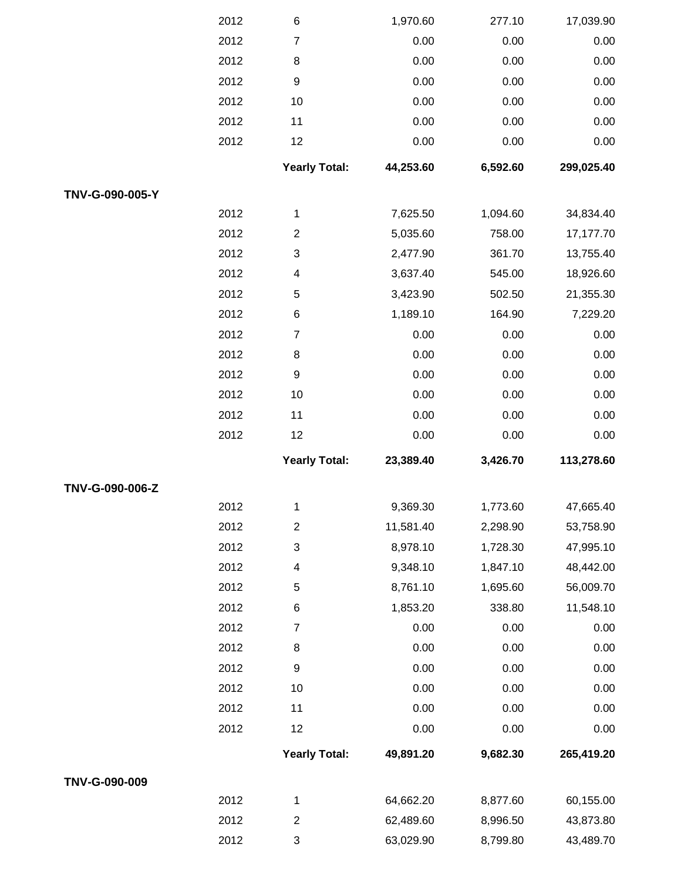| | | | | | |
|---|---|---|---|---|---|
| | 2012 | 6 | 1,970.60 | 277.10 | 17,039.90 |
| | 2012 | 7 | 0.00 | 0.00 | 0.00 |
| | 2012 | 8 | 0.00 | 0.00 | 0.00 |
| | 2012 | 9 | 0.00 | 0.00 | 0.00 |
| | 2012 | 10 | 0.00 | 0.00 | 0.00 |
| | 2012 | 11 | 0.00 | 0.00 | 0.00 |
| | 2012 | 12 | 0.00 | 0.00 | 0.00 |
| | | **Yearly Total:** | **44,253.60** | **6,592.60** | **299,025.40** |
| **TNV-G-090-005-Y** | | | | | |
| | 2012 | 1 | 7,625.50 | 1,094.60 | 34,834.40 |
| | 2012 | 2 | 5,035.60 | 758.00 | 17,177.70 |
| | 2012 | 3 | 2,477.90 | 361.70 | 13,755.40 |
| | 2012 | 4 | 3,637.40 | 545.00 | 18,926.60 |
| | 2012 | 5 | 3,423.90 | 502.50 | 21,355.30 |
| | 2012 | 6 | 1,189.10 | 164.90 | 7,229.20 |
| | 2012 | 7 | 0.00 | 0.00 | 0.00 |
| | 2012 | 8 | 0.00 | 0.00 | 0.00 |
| | 2012 | 9 | 0.00 | 0.00 | 0.00 |
| | 2012 | 10 | 0.00 | 0.00 | 0.00 |
| | 2012 | 11 | 0.00 | 0.00 | 0.00 |
| | 2012 | 12 | 0.00 | 0.00 | 0.00 |
| | | **Yearly Total:** | **23,389.40** | **3,426.70** | **113,278.60** |
| **TNV-G-090-006-Z** | | | | | |
| | 2012 | 1 | 9,369.30 | 1,773.60 | 47,665.40 |
| | 2012 | 2 | 11,581.40 | 2,298.90 | 53,758.90 |
| | 2012 | 3 | 8,978.10 | 1,728.30 | 47,995.10 |
| | 2012 | 4 | 9,348.10 | 1,847.10 | 48,442.00 |
| | 2012 | 5 | 8,761.10 | 1,695.60 | 56,009.70 |
| | 2012 | 6 | 1,853.20 | 338.80 | 11,548.10 |
| | 2012 | 7 | 0.00 | 0.00 | 0.00 |
| | 2012 | 8 | 0.00 | 0.00 | 0.00 |
| | 2012 | 9 | 0.00 | 0.00 | 0.00 |
| | 2012 | 10 | 0.00 | 0.00 | 0.00 |
| | 2012 | 11 | 0.00 | 0.00 | 0.00 |
| | 2012 | 12 | 0.00 | 0.00 | 0.00 |
| | | **Yearly Total:** | **49,891.20** | **9,682.30** | **265,419.20** |
| **TNV-G-090-009** | | | | | |
| | 2012 | 1 | 64,662.20 | 8,877.60 | 60,155.00 |
| | 2012 | 2 | 62,489.60 | 8,996.50 | 43,873.80 |
| | 2012 | 3 | 63,029.90 | 8,799.80 | 43,489.70 |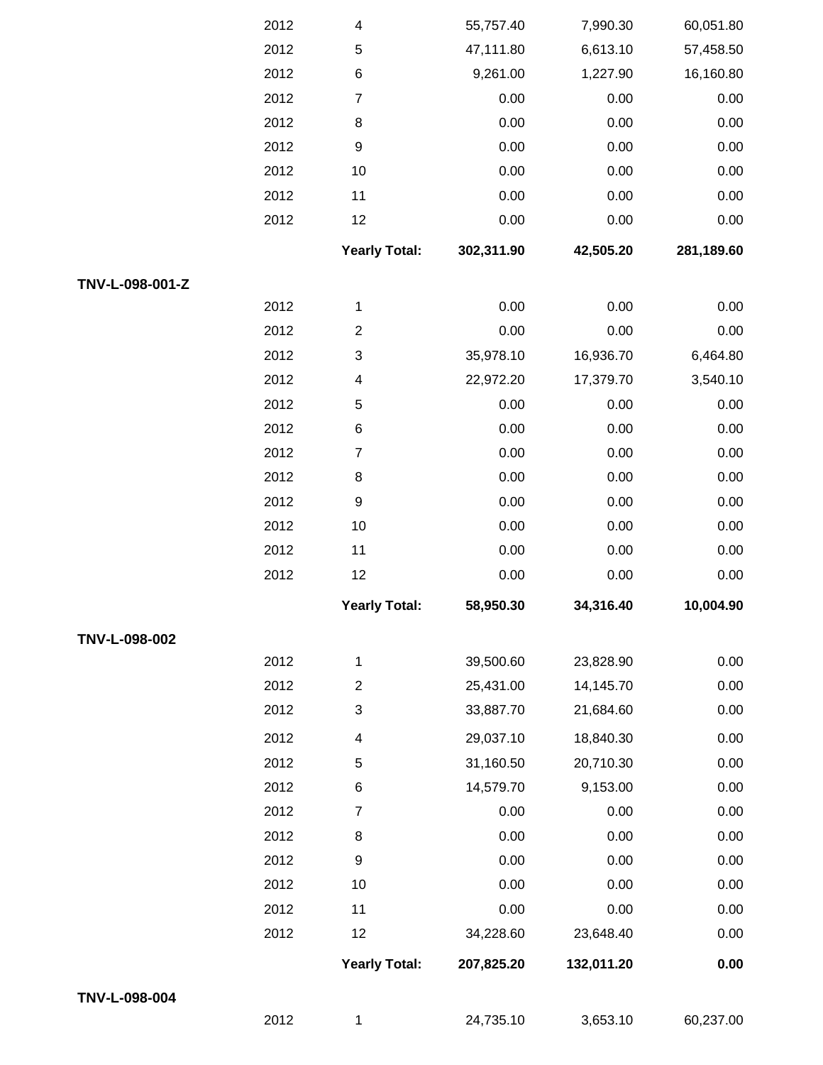| | | | | | |
|---|---|---|---|---|---|
| | 2012 | 4 | 55,757.40 | 7,990.30 | 60,051.80 |
| | 2012 | 5 | 47,111.80 | 6,613.10 | 57,458.50 |
| | 2012 | 6 | 9,261.00 | 1,227.90 | 16,160.80 |
| | 2012 | 7 | 0.00 | 0.00 | 0.00 |
| | 2012 | 8 | 0.00 | 0.00 | 0.00 |
| | 2012 | 9 | 0.00 | 0.00 | 0.00 |
| | 2012 | 10 | 0.00 | 0.00 | 0.00 |
| | 2012 | 11 | 0.00 | 0.00 | 0.00 |
| | 2012 | 12 | 0.00 | 0.00 | 0.00 |
| | | **Yearly Total:** | **302,311.90** | **42,505.20** | **281,189.60** |
| **TNV-L-098-001-Z** | | | | | |
| | 2012 | 1 | 0.00 | 0.00 | 0.00 |
| | 2012 | 2 | 0.00 | 0.00 | 0.00 |
| | 2012 | 3 | 35,978.10 | 16,936.70 | 6,464.80 |
| | 2012 | 4 | 22,972.20 | 17,379.70 | 3,540.10 |
| | 2012 | 5 | 0.00 | 0.00 | 0.00 |
| | 2012 | 6 | 0.00 | 0.00 | 0.00 |
| | 2012 | 7 | 0.00 | 0.00 | 0.00 |
| | 2012 | 8 | 0.00 | 0.00 | 0.00 |
| | 2012 | 9 | 0.00 | 0.00 | 0.00 |
| | 2012 | 10 | 0.00 | 0.00 | 0.00 |
| | 2012 | 11 | 0.00 | 0.00 | 0.00 |
| | 2012 | 12 | 0.00 | 0.00 | 0.00 |
| | | **Yearly Total:** | **58,950.30** | **34,316.40** | **10,004.90** |
| **TNV-L-098-002** | | | | | |
| | 2012 | 1 | 39,500.60 | 23,828.90 | 0.00 |
| | 2012 | 2 | 25,431.00 | 14,145.70 | 0.00 |
| | 2012 | 3 | 33,887.70 | 21,684.60 | 0.00 |
| | 2012 | 4 | 29,037.10 | 18,840.30 | 0.00 |
| | 2012 | 5 | 31,160.50 | 20,710.30 | 0.00 |
| | 2012 | 6 | 14,579.70 | 9,153.00 | 0.00 |
| | 2012 | 7 | 0.00 | 0.00 | 0.00 |
| | 2012 | 8 | 0.00 | 0.00 | 0.00 |
| | 2012 | 9 | 0.00 | 0.00 | 0.00 |
| | 2012 | 10 | 0.00 | 0.00 | 0.00 |
| | 2012 | 11 | 0.00 | 0.00 | 0.00 |
| | 2012 | 12 | 34,228.60 | 23,648.40 | 0.00 |
| | | **Yearly Total:** | **207,825.20** | **132,011.20** | **0.00** |
| **TNV-L-098-004** | | | | | |
| | 2012 | 1 | 24,735.10 | 3,653.10 | 60,237.00 |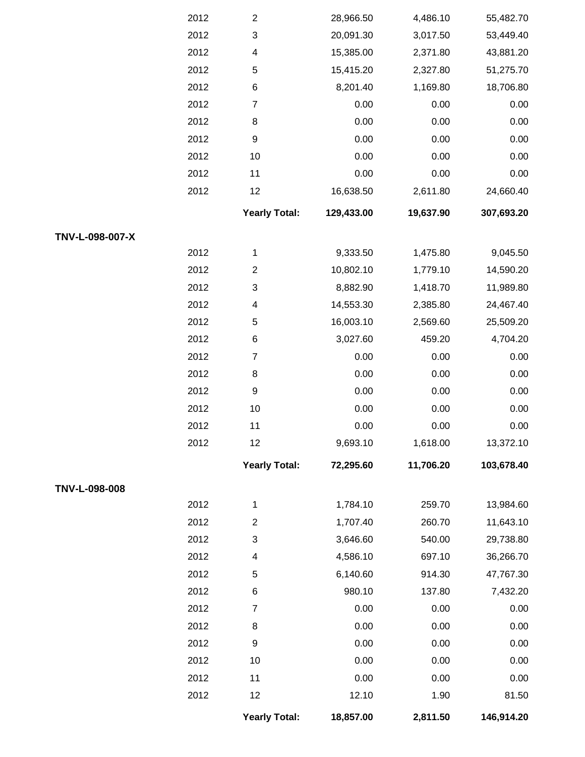| | Year | Month | | | |
|---|---|---|---|---|---|
| | 2012 | 2 | 28,966.50 | 4,486.10 | 55,482.70 |
| | 2012 | 3 | 20,091.30 | 3,017.50 | 53,449.40 |
| | 2012 | 4 | 15,385.00 | 2,371.80 | 43,881.20 |
| | 2012 | 5 | 15,415.20 | 2,327.80 | 51,275.70 |
| | 2012 | 6 | 8,201.40 | 1,169.80 | 18,706.80 |
| | 2012 | 7 | 0.00 | 0.00 | 0.00 |
| | 2012 | 8 | 0.00 | 0.00 | 0.00 |
| | 2012 | 9 | 0.00 | 0.00 | 0.00 |
| | 2012 | 10 | 0.00 | 0.00 | 0.00 |
| | 2012 | 11 | 0.00 | 0.00 | 0.00 |
| | 2012 | 12 | 16,638.50 | 2,611.80 | 24,660.40 |
| | | **Yearly Total:** | **129,433.00** | **19,637.90** | **307,693.20** |
| **TNV-L-098-007-X** | | | | | |
| | 2012 | 1 | 9,333.50 | 1,475.80 | 9,045.50 |
| | 2012 | 2 | 10,802.10 | 1,779.10 | 14,590.20 |
| | 2012 | 3 | 8,882.90 | 1,418.70 | 11,989.80 |
| | 2012 | 4 | 14,553.30 | 2,385.80 | 24,467.40 |
| | 2012 | 5 | 16,003.10 | 2,569.60 | 25,509.20 |
| | 2012 | 6 | 3,027.60 | 459.20 | 4,704.20 |
| | 2012 | 7 | 0.00 | 0.00 | 0.00 |
| | 2012 | 8 | 0.00 | 0.00 | 0.00 |
| | 2012 | 9 | 0.00 | 0.00 | 0.00 |
| | 2012 | 10 | 0.00 | 0.00 | 0.00 |
| | 2012 | 11 | 0.00 | 0.00 | 0.00 |
| | 2012 | 12 | 9,693.10 | 1,618.00 | 13,372.10 |
| | | **Yearly Total:** | **72,295.60** | **11,706.20** | **103,678.40** |
| **TNV-L-098-008** | | | | | |
| | 2012 | 1 | 1,784.10 | 259.70 | 13,984.60 |
| | 2012 | 2 | 1,707.40 | 260.70 | 11,643.10 |
| | 2012 | 3 | 3,646.60 | 540.00 | 29,738.80 |
| | 2012 | 4 | 4,586.10 | 697.10 | 36,266.70 |
| | 2012 | 5 | 6,140.60 | 914.30 | 47,767.30 |
| | 2012 | 6 | 980.10 | 137.80 | 7,432.20 |
| | 2012 | 7 | 0.00 | 0.00 | 0.00 |
| | 2012 | 8 | 0.00 | 0.00 | 0.00 |
| | 2012 | 9 | 0.00 | 0.00 | 0.00 |
| | 2012 | 10 | 0.00 | 0.00 | 0.00 |
| | 2012 | 11 | 0.00 | 0.00 | 0.00 |
| | 2012 | 12 | 12.10 | 1.90 | 81.50 |
| | | **Yearly Total:** | **18,857.00** | **2,811.50** | **146,914.20** |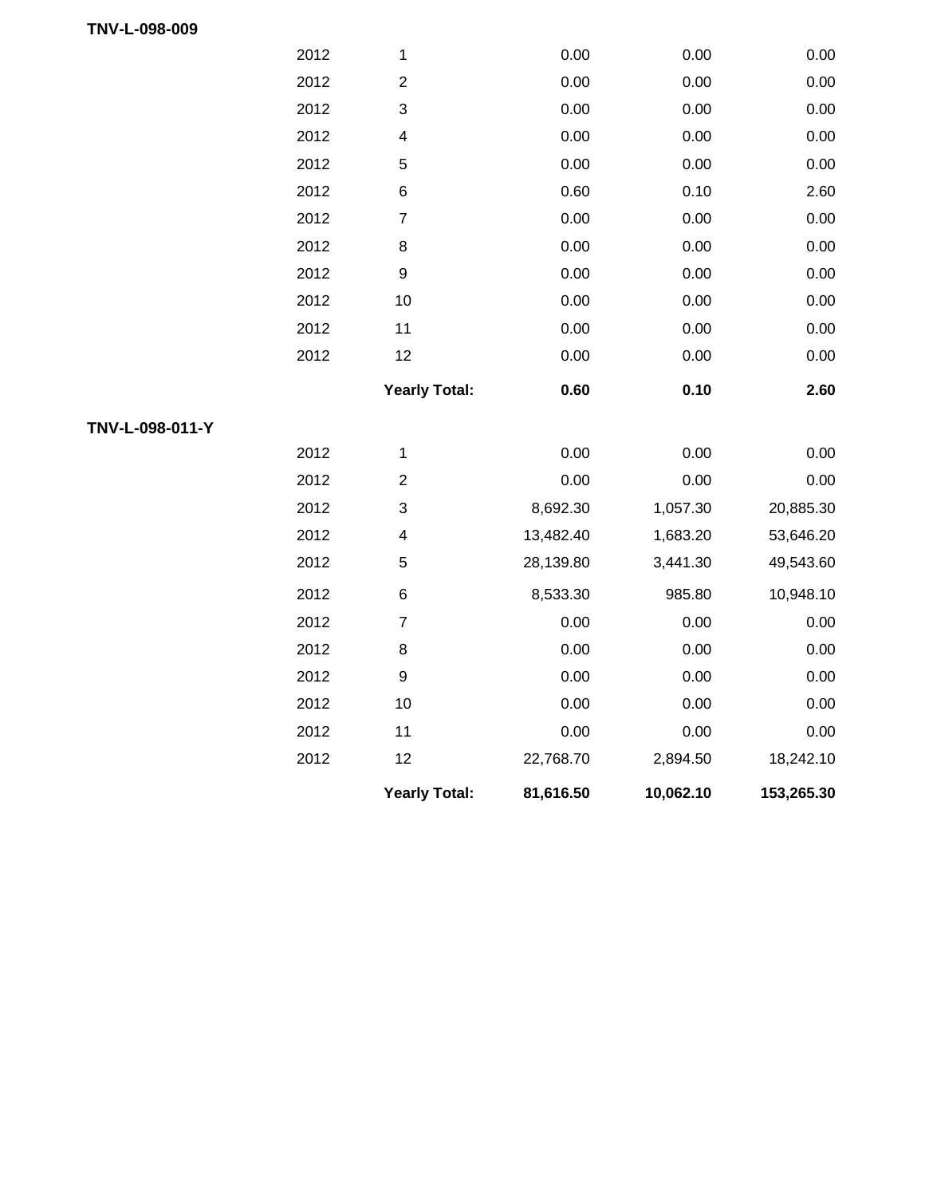**TNV-L-098-009**

| | | | | |
|---|---|---|---|---|
| 2012 | 1 | 0.00 | 0.00 | 0.00 |
| 2012 | 2 | 0.00 | 0.00 | 0.00 |
| 2012 | 3 | 0.00 | 0.00 | 0.00 |
| 2012 | 4 | 0.00 | 0.00 | 0.00 |
| 2012 | 5 | 0.00 | 0.00 | 0.00 |
| 2012 | 6 | 0.60 | 0.10 | 2.60 |
| 2012 | 7 | 0.00 | 0.00 | 0.00 |
| 2012 | 8 | 0.00 | 0.00 | 0.00 |
| 2012 | 9 | 0.00 | 0.00 | 0.00 |
| 2012 | 10 | 0.00 | 0.00 | 0.00 |
| 2012 | 11 | 0.00 | 0.00 | 0.00 |
| 2012 | 12 | 0.00 | 0.00 | 0.00 |
| | **Yearly Total:** | **0.60** | **0.10** | **2.60** |

**TNV-L-098-011-Y**

| | | | | |
|---|---|---|---|---|
| 2012 | 1 | 0.00 | 0.00 | 0.00 |
| 2012 | 2 | 0.00 | 0.00 | 0.00 |
| 2012 | 3 | 8,692.30 | 1,057.30 | 20,885.30 |
| 2012 | 4 | 13,482.40 | 1,683.20 | 53,646.20 |
| 2012 | 5 | 28,139.80 | 3,441.30 | 49,543.60 |
| 2012 | 6 | 8,533.30 | 985.80 | 10,948.10 |
| 2012 | 7 | 0.00 | 0.00 | 0.00 |
| 2012 | 8 | 0.00 | 0.00 | 0.00 |
| 2012 | 9 | 0.00 | 0.00 | 0.00 |
| 2012 | 10 | 0.00 | 0.00 | 0.00 |
| 2012 | 11 | 0.00 | 0.00 | 0.00 |
| 2012 | 12 | 22,768.70 | 2,894.50 | 18,242.10 |
| | **Yearly Total:** | **81,616.50** | **10,062.10** | **153,265.30** |